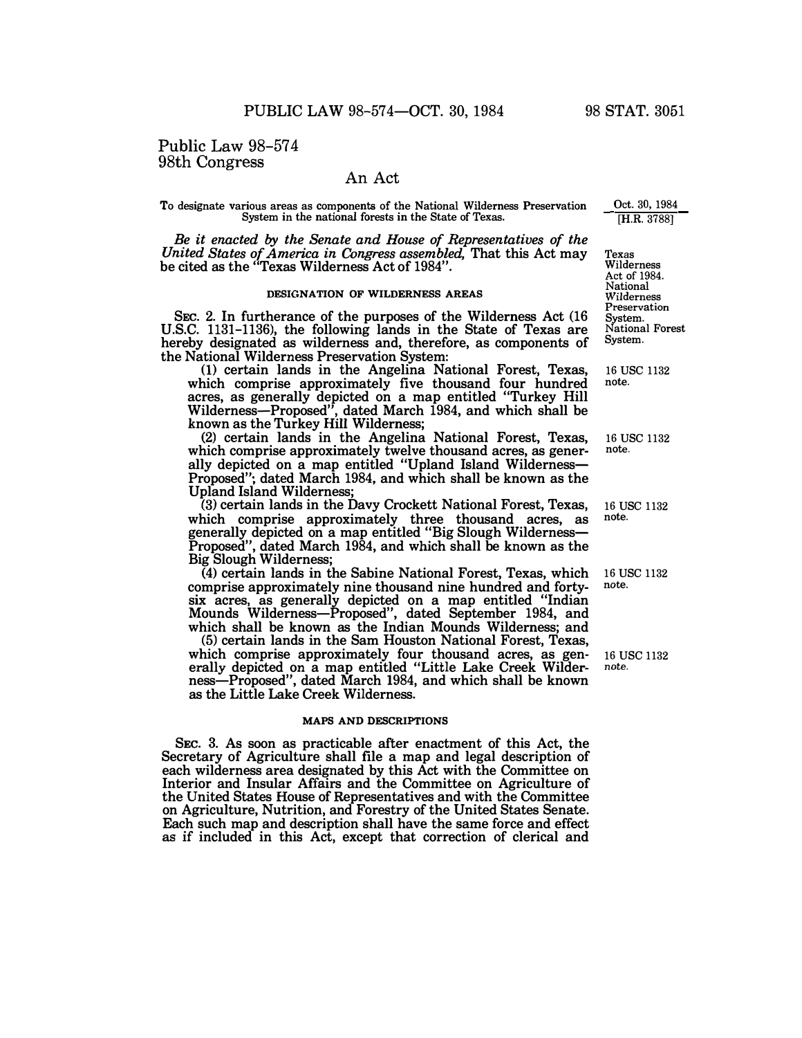Public Law 98-574
98th Congress

# An Act

To designate various areas as components of the National Wilderness Preservation System in the national forests in the State of Texas.

Oct. 30, 1984
[H.R. 3788]

*Be it enacted by the Senate and House of Representatives of the United States of America in Congress assembled,* That this Act may be cited as the "Texas Wilderness Act of 1984".

Texas Wilderness Act of 1984. National Wilderness Preservation System. National Forest System.

### DESIGNATION OF WILDERNESS AREAS

SEC. 2. In furtherance of the purposes of the Wilderness Act (16 U.S.C. 1131-1136), the following lands in the State of Texas are hereby designated as wilderness and, therefore, as components of the National Wilderness Preservation System:

(1) certain lands in the Angelina National Forest, Texas, which comprise approximately five thousand four hundred acres, as generally depicted on a map entitled "Turkey Hill Wilderness—Proposed", dated March 1984, and which shall be known as the Turkey Hill Wilderness;

16 USC 1132 note.

(2) certain lands in the Angelina National Forest, Texas, which comprise approximately twelve thousand acres, as generally depicted on a map entitled "Upland Island Wilderness—Proposed"; dated March 1984, and which shall be known as the Upland Island Wilderness;

16 USC 1132 note.

(3) certain lands in the Davy Crockett National Forest, Texas, which comprise approximately three thousand acres, as generally depicted on a map entitled "Big Slough Wilderness—Proposed", dated March 1984, and which shall be known as the Big Slough Wilderness;

16 USC 1132 note.

(4) certain lands in the Sabine National Forest, Texas, which comprise approximately nine thousand nine hundred and forty-six acres, as generally depicted on a map entitled "Indian Mounds Wilderness—Proposed", dated September 1984, and which shall be known as the Indian Mounds Wilderness; and

16 USC 1132 note.

(5) certain lands in the Sam Houston National Forest, Texas, which comprise approximately four thousand acres, as generally depicted on a map entitled "Little Lake Creek Wilderness—Proposed", dated March 1984, and which shall be known as the Little Lake Creek Wilderness.

16 USC 1132 note.

### MAPS AND DESCRIPTIONS

SEC. 3. As soon as practicable after enactment of this Act, the Secretary of Agriculture shall file a map and legal description of each wilderness area designated by this Act with the Committee on Interior and Insular Affairs and the Committee on Agriculture of the United States House of Representatives and with the Committee on Agriculture, Nutrition, and Forestry of the United States Senate. Each such map and description shall have the same force and effect as if included in this Act, except that correction of clerical and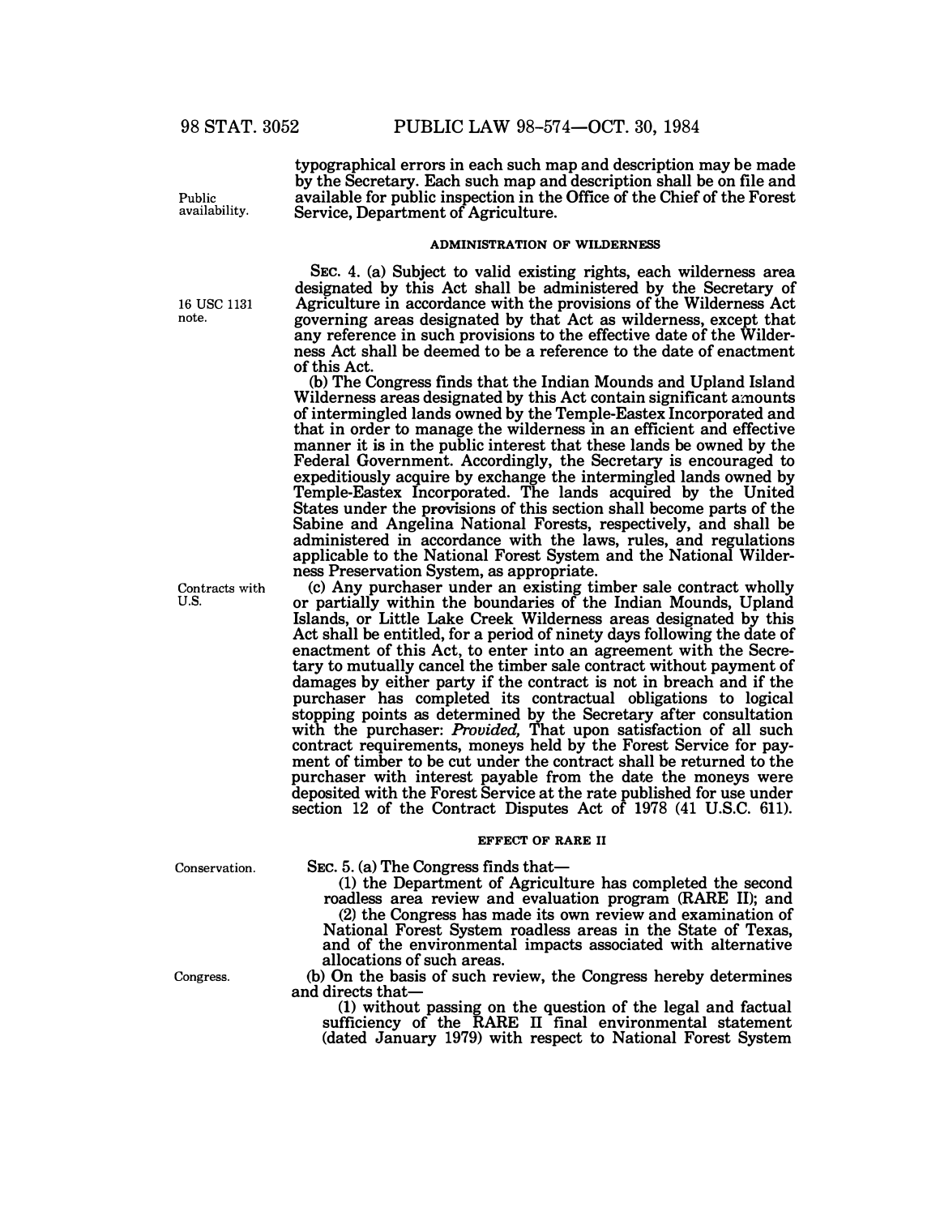typographical errors in each such map and description may be made by the Secretary. Each such map and description shall be on file and available for public inspection in the Office of the Chief of the Forest Service, Department of Agriculture.

Public availability.

#### ADMINISTRATION OF WILDERNESS

16 USC 1131 note.

SEC. 4. (a) Subject to valid existing rights, each wilderness area designated by this Act shall be administered by the Secretary of Agriculture in accordance with the provisions of the Wilderness Act governing areas designated by that Act as wilderness, except that any reference in such provisions to the effective date of the Wilderness Act shall be deemed to be a reference to the date of enactment of this Act.

(b) The Congress finds that the Indian Mounds and Upland Island Wilderness areas designated by this Act contain significant amounts of intermingled lands owned by the Temple-Eastex Incorporated and that in order to manage the wilderness in an efficient and effective manner it is in the public interest that these lands be owned by the Federal Government. Accordingly, the Secretary is encouraged to expeditiously acquire by exchange the intermingled lands owned by Temple-Eastex Incorporated. The lands acquired by the United States under the provisions of this section shall become parts of the Sabine and Angelina National Forests, respectively, and shall be administered in accordance with the laws, rules, and regulations applicable to the National Forest System and the National Wilderness Preservation System, as appropriate.

Contracts with U.S.

(c) Any purchaser under an existing timber sale contract wholly or partially within the boundaries of the Indian Mounds, Upland Islands, or Little Lake Creek Wilderness areas designated by this Act shall be entitled, for a period of ninety days following the date of enactment of this Act, to enter into an agreement with the Secretary to mutually cancel the timber sale contract without payment of damages by either party if the contract is not in breach and if the purchaser has completed its contractual obligations to logical stopping points as determined by the Secretary after consultation with the purchaser: *Provided,* That upon satisfaction of all such contract requirements, moneys held by the Forest Service for payment of timber to be cut under the contract shall be returned to the purchaser with interest payable from the date the moneys were deposited with the Forest Service at the rate published for use under section 12 of the Contract Disputes Act of 1978 (41 U.S.C. 611).

#### EFFECT OF RARE II

Conservation.

SEC. 5. (a) The Congress finds that—

(1) the Department of Agriculture has completed the second roadless area review and evaluation program (RARE II); and

(2) the Congress has made its own review and examination of National Forest System roadless areas in the State of Texas, and of the environmental impacts associated with alternative allocations of such areas.

Congress.

(b) On the basis of such review, the Congress hereby determines and directs that—

(1) without passing on the question of the legal and factual sufficiency of the RARE II final environmental statement (dated January 1979) with respect to National Forest System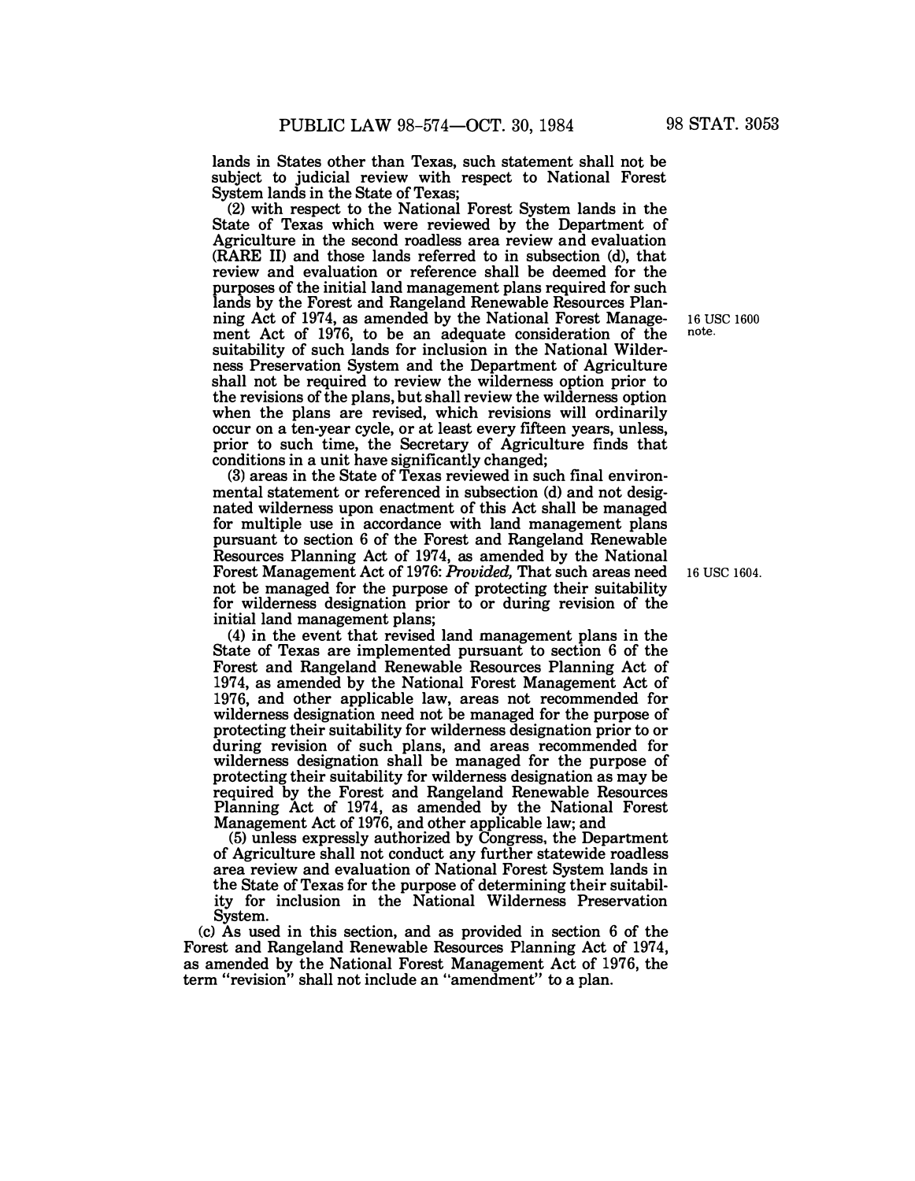lands in States other than Texas, such statement shall not be subject to judicial review with respect to National Forest System lands in the State of Texas;

(2) with respect to the National Forest System lands in the State of Texas which were reviewed by the Department of Agriculture in the second roadless area review and evaluation (RARE II) and those lands referred to in subsection (d), that review and evaluation or reference shall be deemed for the purposes of the initial land management plans required for such lands by the Forest and Rangeland Renewable Resources Planning Act of 1974, as amended by the National Forest Management Act of 1976, to be an adequate consideration of the suitability of such lands for inclusion in the National Wilderness Preservation System and the Department of Agriculture shall not be required to review the wilderness option prior to the revisions of the plans, but shall review the wilderness option when the plans are revised, which revisions will ordinarily occur on a ten-year cycle, or at least every fifteen years, unless, prior to such time, the Secretary of Agriculture finds that conditions in a unit have significantly changed;

16 USC 1600 note.

(3) areas in the State of Texas reviewed in such final environmental statement or referenced in subsection (d) and not designated wilderness upon enactment of this Act shall be managed for multiple use in accordance with land management plans pursuant to section 6 of the Forest and Rangeland Renewable Resources Planning Act of 1974, as amended by the National Forest Management Act of 1976: *Provided,* That such areas need not be managed for the purpose of protecting their suitability for wilderness designation prior to or during revision of the initial land management plans;

16 USC 1604.

(4) in the event that revised land management plans in the State of Texas are implemented pursuant to section 6 of the Forest and Rangeland Renewable Resources Planning Act of 1974, as amended by the National Forest Management Act of 1976, and other applicable law, areas not recommended for wilderness designation need not be managed for the purpose of protecting their suitability for wilderness designation prior to or during revision of such plans, and areas recommended for wilderness designation shall be managed for the purpose of protecting their suitability for wilderness designation as may be required by the Forest and Rangeland Renewable Resources Planning Act of 1974, as amended by the National Forest Management Act of 1976, and other applicable law; and

(5) unless expressly authorized by Congress, the Department of Agriculture shall not conduct any further statewide roadless area review and evaluation of National Forest System lands in the State of Texas for the purpose of determining their suitability for inclusion in the National Wilderness Preservation System.

(c) As used in this section, and as provided in section 6 of the Forest and Rangeland Renewable Resources Planning Act of 1974, as amended by the National Forest Management Act of 1976, the term "revision" shall not include an "amendment" to a plan.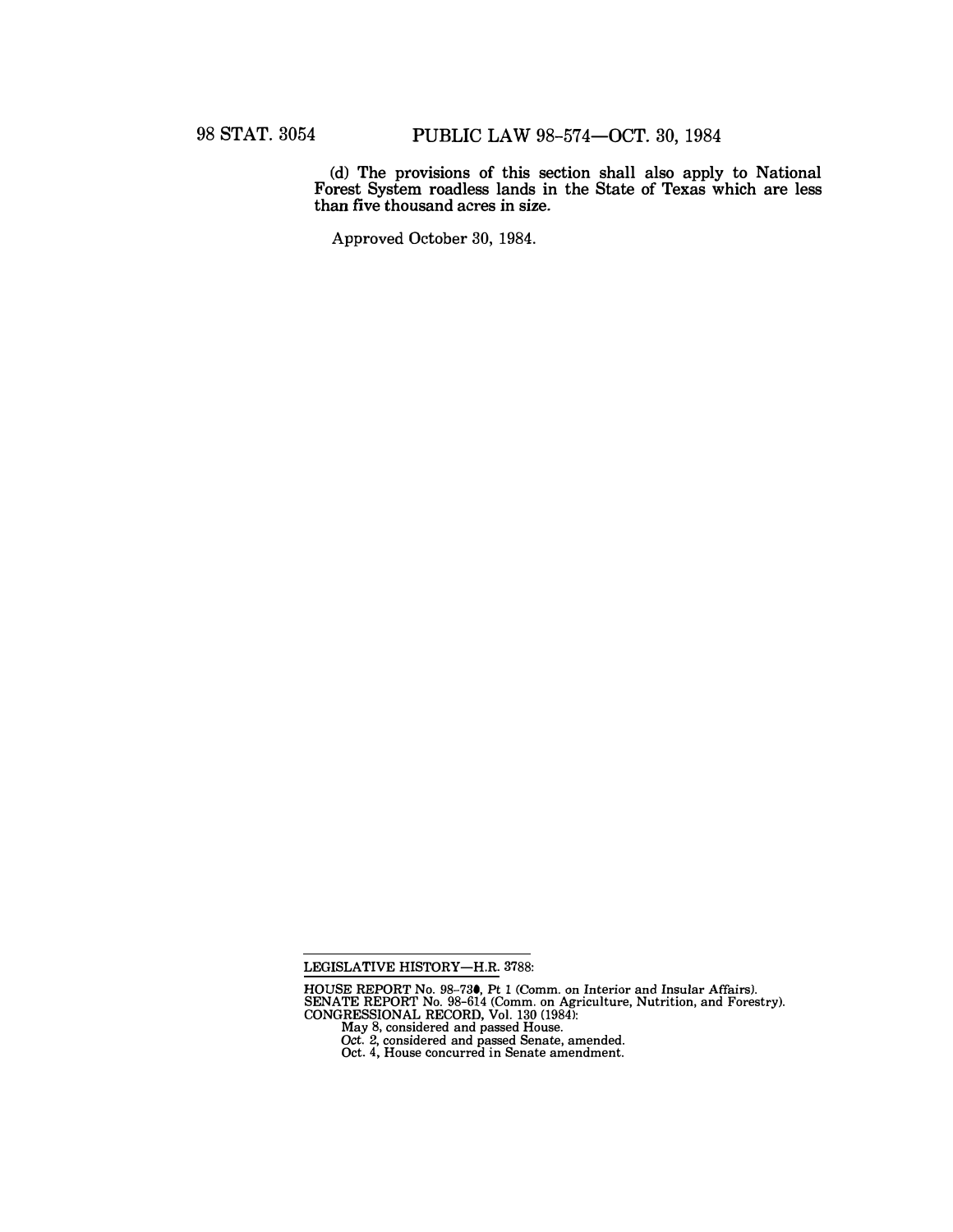(d) The provisions of this section shall also apply to National Forest System roadless lands in the State of Texas which are less than five thousand acres in size.

Approved October 30, 1984.

---

LEGISLATIVE HISTORY—H.R. 3788:

HOUSE REPORT No. 98-730, Pt 1 (Comm. on Interior and Insular Affairs).
SENATE REPORT No. 98-614 (Comm. on Agriculture, Nutrition, and Forestry).
CONGRESSIONAL RECORD, Vol. 130 (1984):
May 8, considered and passed House.
Oct. 2, considered and passed Senate, amended.
Oct. 4, House concurred in Senate amendment.